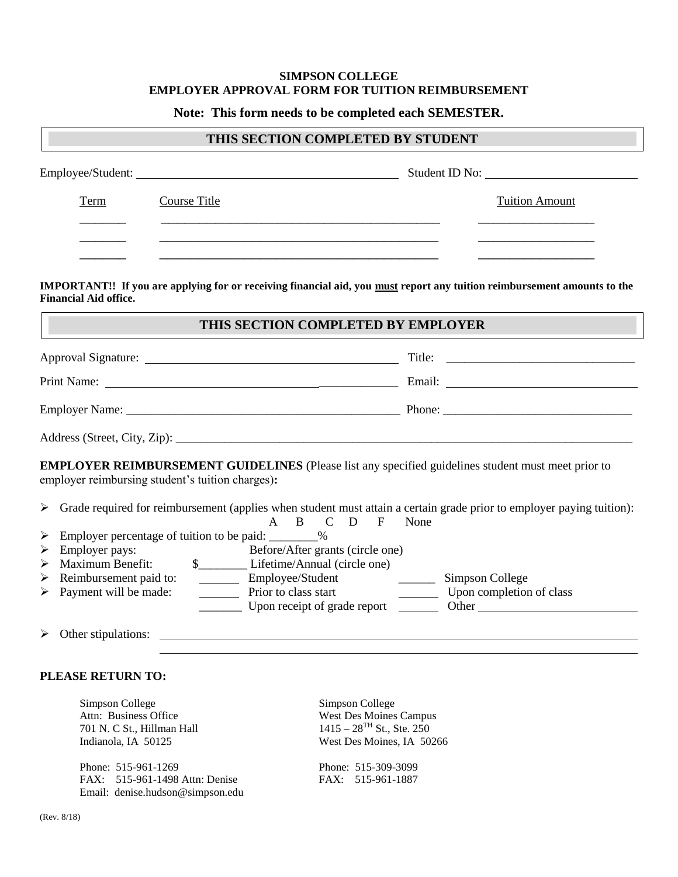**SIMPSON COLLEGE**
**EMPLOYER APPROVAL FORM FOR TUITION REIMBURSEMENT**

**Note: This form needs to be completed each SEMESTER.**

## THIS SECTION COMPLETED BY STUDENT

Employee/Student: ______________________________ Student ID No: ______________________

| Term | Course Title | Tuition Amount |
|---|---|---|
| _______ | ______________________________ | ________________ |
| _______ | ______________________________ | ________________ |
| _______ | ______________________________ | ________________ |

**IMPORTANT!! If you are applying for or receiving financial aid, you must report any tuition reimbursement amounts to the Financial Aid office.**

## THIS SECTION COMPLETED BY EMPLOYER

Approval Signature: ______________________________ Title: ______________________________

Print Name: ______________________________ Email: ______________________________

Employer Name: ______________________________ Phone: ______________________________

Address (Street, City, Zip): ________________________________________________________________

**EMPLOYER REIMBURSEMENT GUIDELINES** (Please list any specified guidelines student must meet prior to employer reimbursing student's tuition charges)**:**

- Grade required for reimbursement (applies when student must attain a certain grade prior to employer paying tuition):
  A B C D F None
- Employer percentage of tuition to be paid: ________%
- Employer pays: Before/After grants (circle one)
- Maximum Benefit: $________ Lifetime/Annual (circle one)
- Reimbursement paid to: ______ Employee/Student ______ Simpson College
- Payment will be made: ______ Prior to class start ______ Upon completion of class
  ______ Upon receipt of grade report ______ Other ______________________
- Other stipulations: ________________________________________________________________
  ________________________________________________________________

**PLEASE RETURN TO:**

Simpson College
Attn: Business Office
701 N. C St., Hillman Hall
Indianola, IA 50125

Phone: 515-961-1269
FAX: 515-961-1498 Attn: Denise
Email: denise.hudson@simpson.edu

Simpson College
West Des Moines Campus
1415 – 28TH St., Ste. 250
West Des Moines, IA 50266

Phone: 515-309-3099
FAX: 515-961-1887

(Rev. 8/18)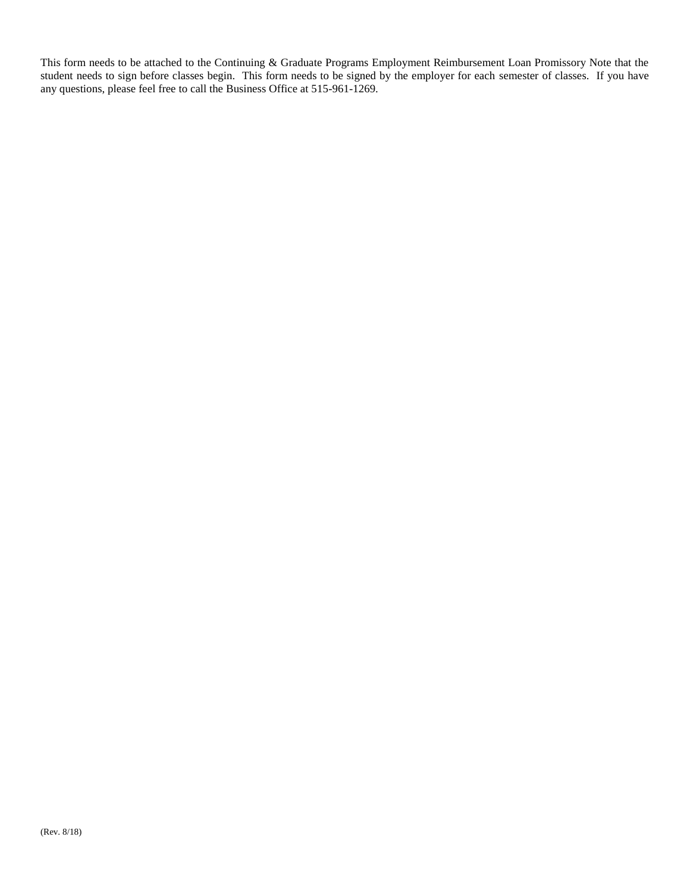This form needs to be attached to the Continuing & Graduate Programs Employment Reimbursement Loan Promissory Note that the student needs to sign before classes begin. This form needs to be signed by the employer for each semester of classes. If you have any questions, please feel free to call the Business Office at 515-961-1269.

(Rev. 8/18)